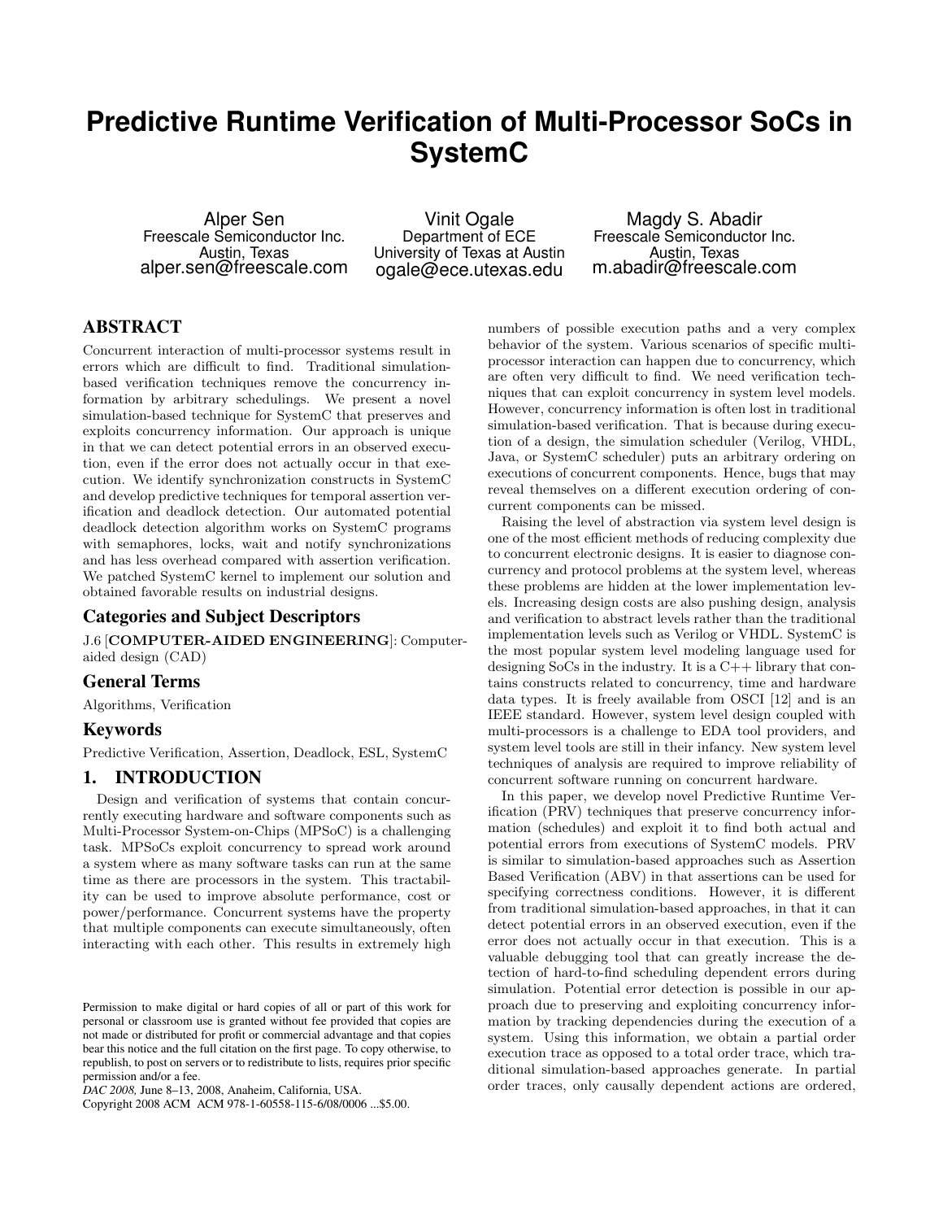# Predictive Runtime Verification of Multi-Processor SoCs in SystemC

Alper Sen
Freescale Semiconductor Inc.
Austin, Texas
alper.sen@freescale.com

Vinit Ogale
Department of ECE
University of Texas at Austin
ogale@ece.utexas.edu

Magdy S. Abadir
Freescale Semiconductor Inc.
Austin, Texas
m.abadir@freescale.com

## ABSTRACT

Concurrent interaction of multi-processor systems result in errors which are difficult to find. Traditional simulation-based verification techniques remove the concurrency information by arbitrary schedulings. We present a novel simulation-based technique for SystemC that preserves and exploits concurrency information. Our approach is unique in that we can detect potential errors in an observed execution, even if the error does not actually occur in that execution. We identify synchronization constructs in SystemC and develop predictive techniques for temporal assertion verification and deadlock detection. Our automated potential deadlock detection algorithm works on SystemC programs with semaphores, locks, wait and notify synchronizations and has less overhead compared with assertion verification. We patched SystemC kernel to implement our solution and obtained favorable results on industrial designs.

### Categories and Subject Descriptors

J.6 [**COMPUTER-AIDED ENGINEERING**]: Computer-aided design (CAD)

### General Terms

Algorithms, Verification

### Keywords

Predictive Verification, Assertion, Deadlock, ESL, SystemC

## 1. INTRODUCTION

Design and verification of systems that contain concurrently executing hardware and software components such as Multi-Processor System-on-Chips (MPSoC) is a challenging task. MPSoCs exploit concurrency to spread work around a system where as many software tasks can run at the same time as there are processors in the system. This tractability can be used to improve absolute performance, cost or power/performance. Concurrent systems have the property that multiple components can execute simultaneously, often interacting with each other. This results in extremely high numbers of possible execution paths and a very complex behavior of the system. Various scenarios of specific multi-processor interaction can happen due to concurrency, which are often very difficult to find. We need verification techniques that can exploit concurrency in system level models. However, concurrency information is often lost in traditional simulation-based verification. That is because during execution of a design, the simulation scheduler (Verilog, VHDL, Java, or SystemC scheduler) puts an arbitrary ordering on executions of concurrent components. Hence, bugs that may reveal themselves on a different execution ordering of concurrent components can be missed.

Raising the level of abstraction via system level design is one of the most efficient methods of reducing complexity due to concurrent electronic designs. It is easier to diagnose concurrency and protocol problems at the system level, whereas these problems are hidden at the lower implementation levels. Increasing design costs are also pushing design, analysis and verification to abstract levels rather than the traditional implementation levels such as Verilog or VHDL. SystemC is the most popular system level modeling language used for designing SoCs in the industry. It is a C++ library that contains constructs related to concurrency, time and hardware data types. It is freely available from OSCI [12] and is an IEEE standard. However, system level design coupled with multi-processors is a challenge to EDA tool providers, and system level tools are still in their infancy. New system level techniques of analysis are required to improve reliability of concurrent software running on concurrent hardware.

In this paper, we develop novel Predictive Runtime Verification (PRV) techniques that preserve concurrency information (schedules) and exploit it to find both actual and potential errors from executions of SystemC models. PRV is similar to simulation-based approaches such as Assertion Based Verification (ABV) in that assertions can be used for specifying correctness conditions. However, it is different from traditional simulation-based approaches, in that it can detect potential errors in an observed execution, even if the error does not actually occur in that execution. This is a valuable debugging tool that can greatly increase the detection of hard-to-find scheduling dependent errors during simulation. Potential error detection is possible in our approach due to preserving and exploiting concurrency information by tracking dependencies during the execution of a system. Using this information, we obtain a partial order execution trace as opposed to a total order trace, which traditional simulation-based approaches generate. In partial order traces, only causally dependent actions are ordered,

Permission to make digital or hard copies of all or part of this work for personal or classroom use is granted without fee provided that copies are not made or distributed for profit or commercial advantage and that copies bear this notice and the full citation on the first page. To copy otherwise, to republish, to post on servers or to redistribute to lists, requires prior specific permission and/or a fee.
*DAC 2008,* June 8–13, 2008, Anaheim, California, USA.
Copyright 2008 ACM ACM 978-1-60558-115-6/08/0006 ...$5.00.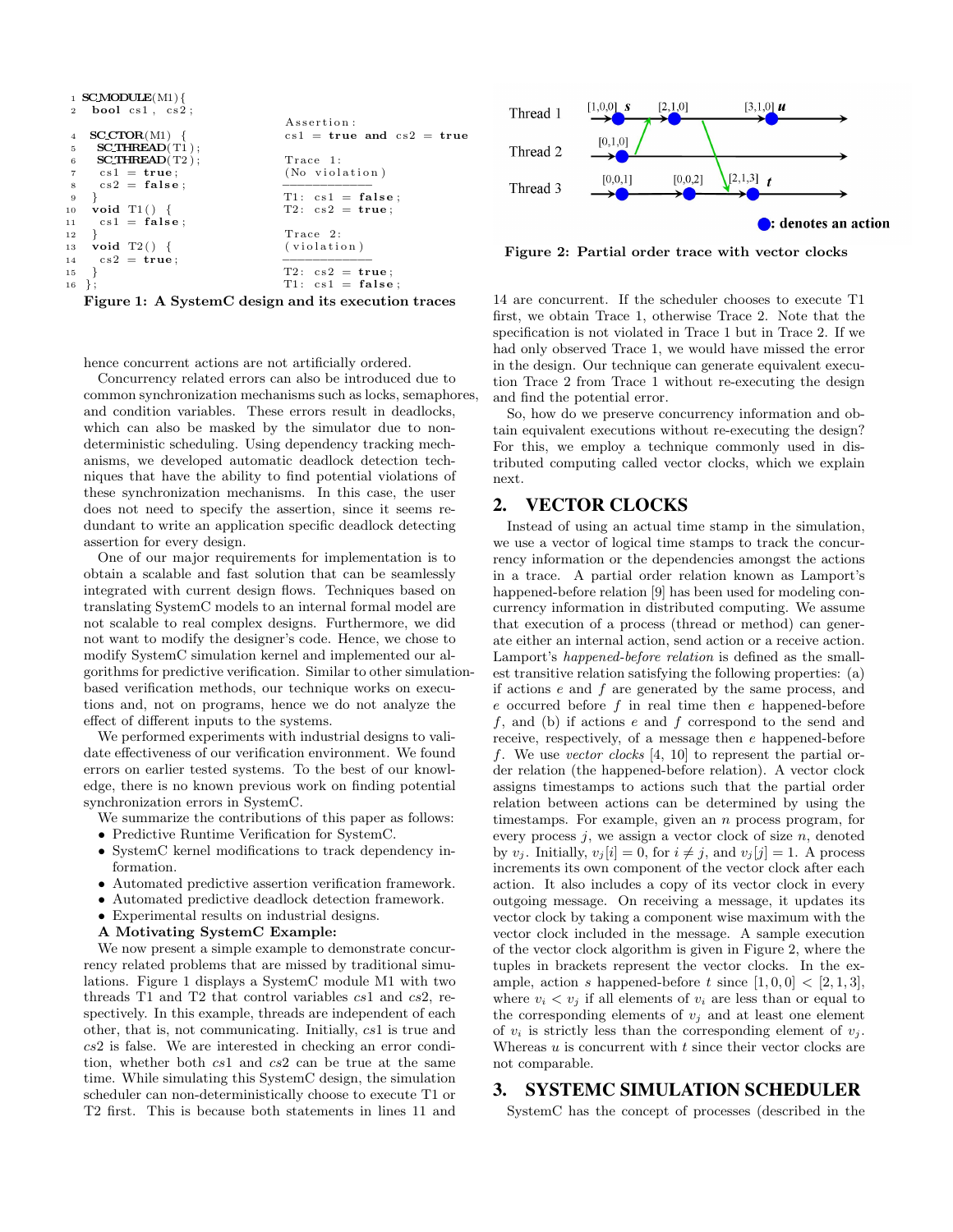```
1  SC_MODULE(M1){
2    bool cs1, cs2;
                                    Assertion:
4    SC_CTOR(M1) {                  cs1 = true and cs2 = true
5      SC_THREAD(T1);
6      SC_THREAD(T2);               Trace 1:
7      cs1 = true;                  (No violation)
8      cs2 = false;                 ------------
9    }                              T1: cs1 = false;
10   void T1() {                    T2: cs2 = true;
11     cs1 = false;
12   }                              Trace 2:
13   void T2() {                    (violation)
14     cs2 = true;                  ------------
15   }                              T2: cs2 = true;
16 };                               T1: cs1 = false;
```

**Figure 1: A SystemC design and its execution traces**

hence concurrent actions are not artificially ordered.

Concurrency related errors can also be introduced due to common synchronization mechanisms such as locks, semaphores, and condition variables. These errors result in deadlocks, which can also be masked by the simulator due to non-deterministic scheduling. Using dependency tracking mechanisms, we developed automatic deadlock detection techniques that have the ability to find potential violations of these synchronization mechanisms. In this case, the user does not need to specify the assertion, since it seems redundant to write an application specific deadlock detecting assertion for every design.

One of our major requirements for implementation is to obtain a scalable and fast solution that can be seamlessly integrated with current design flows. Techniques based on translating SystemC models to an internal formal model are not scalable to real complex designs. Furthermore, we did not want to modify the designer's code. Hence, we chose to modify SystemC simulation kernel and implemented our algorithms for predictive verification. Similar to other simulation-based verification methods, our technique works on executions and, not on programs, hence we do not analyze the effect of different inputs to the systems.

We performed experiments with industrial designs to validate effectiveness of our verification environment. We found errors on earlier tested systems. To the best of our knowledge, there is no known previous work on finding potential synchronization errors in SystemC.

We summarize the contributions of this paper as follows:

- Predictive Runtime Verification for SystemC.
- SystemC kernel modifications to track dependency information.
- Automated predictive assertion verification framework.
- Automated predictive deadlock detection framework.
- Experimental results on industrial designs.

**A Motivating SystemC Example:**

We now present a simple example to demonstrate concurrency related problems that are missed by traditional simulations. Figure 1 displays a SystemC module M1 with two threads T1 and T2 that control variables $cs1$ and $cs2$, respectively. In this example, threads are independent of each other, that is, not communicating. Initially, $cs1$ is true and $cs2$ is false. We are interested in checking an error condition, whether both $cs1$ and $cs2$ can be true at the same time. While simulating this SystemC design, the simulation scheduler can non-deterministically choose to execute T1 or T2 first. This is because both statements in lines 11 and 14 are concurrent. If the scheduler chooses to execute T1 first, we obtain Trace 1, otherwise Trace 2. Note that the specification is not violated in Trace 1 but in Trace 2. If we had only observed Trace 1, we would have missed the error in the design. Our technique can generate equivalent execution Trace 2 from Trace 1 without re-executing the design and find the potential error.

So, how do we preserve concurrency information and obtain equivalent executions without re-executing the design? For this, we employ a technique commonly used in distributed computing called vector clocks, which we explain next.

**Figure 2: Partial order trace with vector clocks**

## 2. VECTOR CLOCKS

Instead of using an actual time stamp in the simulation, we use a vector of logical time stamps to track the concurrency information or the dependencies amongst the actions in a trace. A partial order relation known as Lamport's happened-before relation [9] has been used for modeling concurrency information in distributed computing. We assume that execution of a process (thread or method) can generate either an internal action, send action or a receive action. Lamport's *happened-before relation* is defined as the smallest transitive relation satisfying the following properties: (a) if actions $e$ and $f$ are generated by the same process, and $e$ occurred before $f$ in real time then $e$ happened-before $f$, and (b) if actions $e$ and $f$ correspond to the send and receive, respectively, of a message then $e$ happened-before $f$. We use *vector clocks* [4, 10] to represent the partial order relation (the happened-before relation). A vector clock assigns timestamps to actions such that the partial order relation between actions can be determined by using the timestamps. For example, given an $n$ process program, for every process $j$, we assign a vector clock of size $n$, denoted by $v_j$. Initially, $v_j[i] = 0$, for $i \neq j$, and $v_j[j] = 1$. A process increments its own component of the vector clock after each action. It also includes a copy of its vector clock in every outgoing message. On receiving a message, it updates its vector clock by taking a component wise maximum with the vector clock included in the message. A sample execution of the vector clock algorithm is given in Figure 2, where the tuples in brackets represent the vector clocks. In the example, action $s$ happened-before $t$ since $[1, 0, 0] < [2, 1, 3]$, where $v_i < v_j$ if all elements of $v_i$ are less than or equal to the corresponding elements of $v_j$ and at least one element of $v_i$ is strictly less than the corresponding element of $v_j$. Whereas $u$ is concurrent with $t$ since their vector clocks are not comparable.

## 3. SYSTEMC SIMULATION SCHEDULER

SystemC has the concept of processes (described in the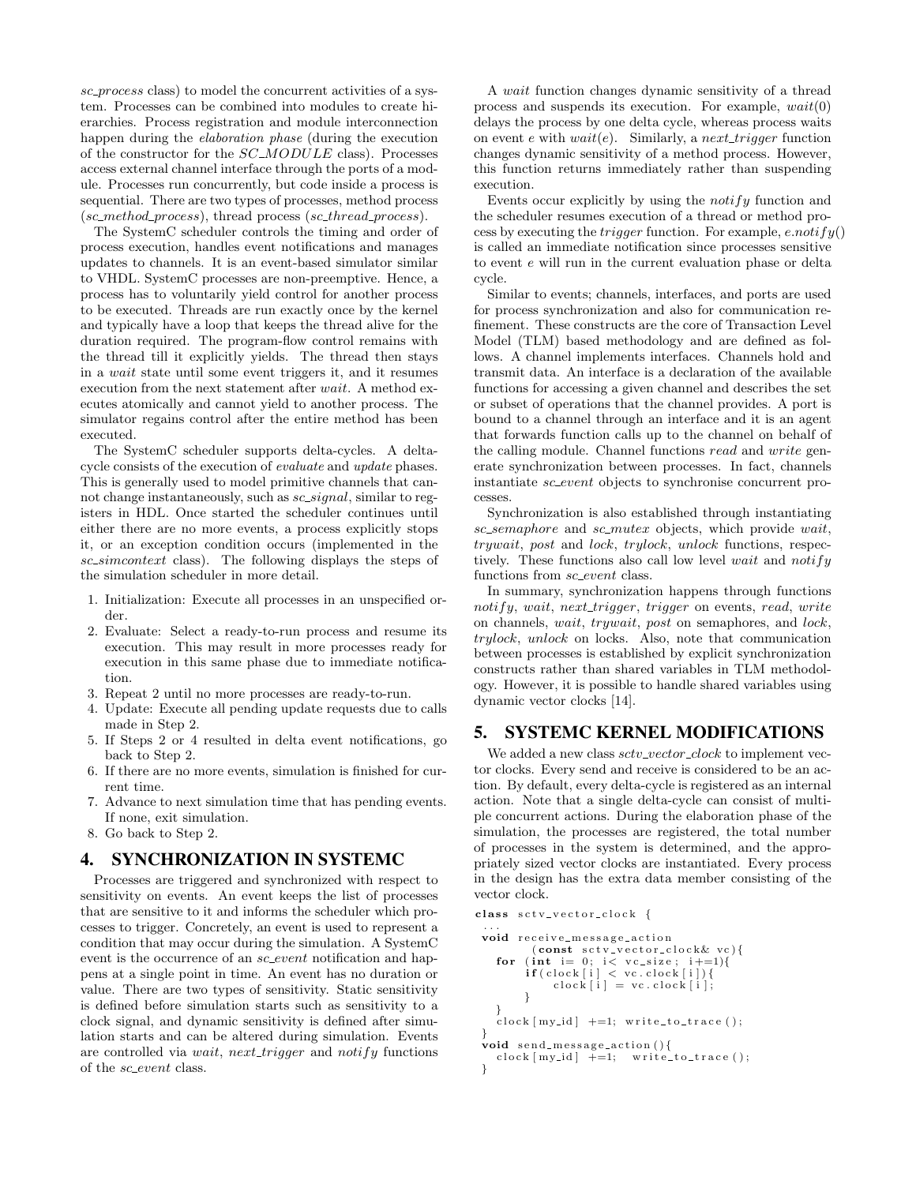*sc_process* class) to model the concurrent activities of a system. Processes can be combined into modules to create hierarchies. Process registration and module interconnection happen during the *elaboration phase* (during the execution of the constructor for the *SC_MODULE* class). Processes access external channel interface through the ports of a module. Processes run concurrently, but code inside a process is sequential. There are two types of processes, method process (*sc_method_process*), thread process (*sc_thread_process*).

The SystemC scheduler controls the timing and order of process execution, handles event notifications and manages updates to channels. It is an event-based simulator similar to VHDL. SystemC processes are non-preemptive. Hence, a process has to voluntarily yield control for another process to be executed. Threads are run exactly once by the kernel and typically have a loop that keeps the thread alive for the duration required. The program-flow control remains with the thread till it explicitly yields. The thread then stays in a *wait* state until some event triggers it, and it resumes execution from the next statement after *wait*. A method executes atomically and cannot yield to another process. The simulator regains control after the entire method has been executed.

The SystemC scheduler supports delta-cycles. A delta-cycle consists of the execution of *evaluate* and *update* phases. This is generally used to model primitive channels that cannot change instantaneously, such as *sc_signal*, similar to registers in HDL. Once started the scheduler continues until either there are no more events, a process explicitly stops it, or an exception condition occurs (implemented in the *sc_simcontext* class). The following displays the steps of the simulation scheduler in more detail.

1. Initialization: Execute all processes in an unspecified order.
2. Evaluate: Select a ready-to-run process and resume its execution. This may result in more processes ready for execution in this same phase due to immediate notification.
3. Repeat 2 until no more processes are ready-to-run.
4. Update: Execute all pending update requests due to calls made in Step 2.
5. If Steps 2 or 4 resulted in delta event notifications, go back to Step 2.
6. If there are no more events, simulation is finished for current time.
7. Advance to next simulation time that has pending events. If none, exit simulation.
8. Go back to Step 2.

## 4. SYNCHRONIZATION IN SYSTEMC

Processes are triggered and synchronized with respect to sensitivity on events. An event keeps the list of processes that are sensitive to it and informs the scheduler which processes to trigger. Concretely, an event is used to represent a condition that may occur during the simulation. A SystemC event is the occurrence of an *sc_event* notification and happens at a single point in time. An event has no duration or value. There are two types of sensitivity. Static sensitivity is defined before simulation starts such as sensitivity to a clock signal, and dynamic sensitivity is defined after simulation starts and can be altered during simulation. Events are controlled via *wait*, *next_trigger* and *notify* functions of the *sc_event* class.

A *wait* function changes dynamic sensitivity of a thread process and suspends its execution. For example, $wait(0)$ delays the process by one delta cycle, whereas process waits on event $e$ with $wait(e)$. Similarly, a *next_trigger* function changes dynamic sensitivity of a method process. However, this function returns immediately rather than suspending execution.

Events occur explicitly by using the *notify* function and the scheduler resumes execution of a thread or method process by executing the *trigger* function. For example, $e.notify()$ is called an immediate notification since processes sensitive to event $e$ will run in the current evaluation phase or delta cycle.

Similar to events; channels, interfaces, and ports are used for process synchronization and also for communication refinement. These constructs are the core of Transaction Level Model (TLM) based methodology and are defined as follows. A channel implements interfaces. Channels hold and transmit data. An interface is a declaration of the available functions for accessing a given channel and describes the set or subset of operations that the channel provides. A port is bound to a channel through an interface and it is an agent that forwards function calls up to the channel on behalf of the calling module. Channel functions *read* and *write* generate synchronization between processes. In fact, channels instantiate *sc_event* objects to synchronise concurrent processes.

Synchronization is also established through instantiating *sc_semaphore* and *sc_mutex* objects, which provide *wait*, *trywait*, *post* and *lock*, *trylock*, *unlock* functions, respectively. These functions also call low level *wait* and *notify* functions from *sc_event* class.

In summary, synchronization happens through functions *notify*, *wait*, *next_trigger*, *trigger* on events, *read*, *write* on channels, *wait*, *trywait*, *post* on semaphores, and *lock*, *trylock*, *unlock* on locks. Also, note that communication between processes is established by explicit synchronization constructs rather than shared variables in TLM methodology. However, it is possible to handle shared variables using dynamic vector clocks [14].

## 5. SYSTEMC KERNEL MODIFICATIONS

We added a new class *sctv_vector_clock* to implement vector clocks. Every send and receive is considered to be an action. By default, every delta-cycle is registered as an internal action. Note that a single delta-cycle can consist of multiple concurrent actions. During the elaboration phase of the simulation, the processes are registered, the total number of processes in the system is determined, and the appropriately sized vector clocks are instantiated. Every process in the design has the extra data member consisting of the vector clock.

```
class sctv_vector_clock {
 ...
 void receive_message_action
        (const sctv_vector_clock& vc){
   for (int i= 0; i< vc_size; i+=1){
        if(clock[i] < vc.clock[i]){
             clock[i] = vc.clock[i];
        }
   }
   clock[my_id] +=1; write_to_trace();
 }
 void send_message_action(){
   clock[my_id] +=1;   write_to_trace();
 }
```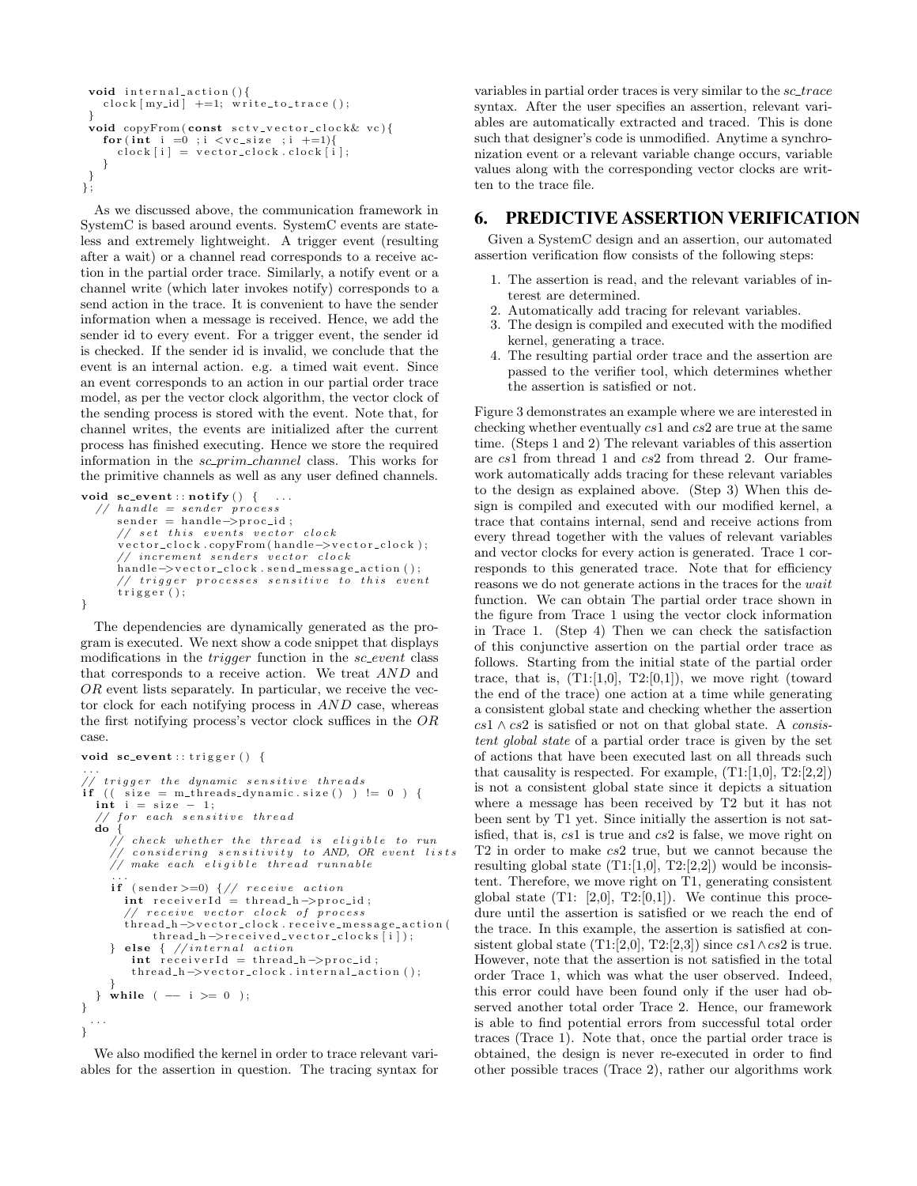```
  void internal_action(){
    clock[my_id] +=1; write_to_trace();
  }
  void copyFrom(const sctv_vector_clock& vc){
    for(int i =0 ;i <vc_size ;i +=1){
      clock[i] = vector_clock.clock[i];
    }
  }
};
```

As we discussed above, the communication framework in SystemC is based around events. SystemC events are stateless and extremely lightweight. A trigger event (resulting after a wait) or a channel read corresponds to a receive action in the partial order trace. Similarly, a notify event or a channel write (which later invokes notify) corresponds to a send action in the trace. It is convenient to have the sender information when a message is received. Hence, we add the sender id to every event. For a trigger event, the sender id is checked. If the sender id is invalid, we conclude that the event is an internal action. e.g. a timed wait event. Since an event corresponds to an action in our partial order trace model, as per the vector clock algorithm, the vector clock of the sending process is stored with the event. Note that, for channel writes, the events are initialized after the current process has finished executing. Hence we store the required information in the *sc_prim_channel* class. This works for the primitive channels as well as any user defined channels.

```
void sc_event::notify() {   ...
  // handle = sender process
      sender = handle->proc_id;
      // set this events vector clock
      vector_clock.copyFrom(handle->vector_clock);
      // increment senders vector clock
      handle->vector_clock.send_message_action();
      // trigger processes sensitive to this event
      trigger();
}
```

The dependencies are dynamically generated as the program is executed. We next show a code snippet that displays modifications in the *trigger* function in the *sc_event* class that corresponds to a receive action. We treat *AND* and *OR* event lists separately. In particular, we receive the vector clock for each notifying process in *AND* case, whereas the first notifying process's vector clock suffices in the *OR* case.

```
void sc_event::trigger() {
...
// trigger the dynamic sensitive threads
if (( size = m_threads_dynamic.size() ) != 0 ) {
  int i = size - 1;
  // for each sensitive thread
  do {
    // check whether the thread is eligible to run
    // considering sensitivity to AND, OR event lists
    // make each eligible thread runnable
    ...
    if (sender>=0) {// receive action
      int receiverId = thread_h->proc_id;
      // receive vector clock of process
      thread_h->vector_clock.receive_message_action(
          thread_h->received_vector_clocks[i]);
    } else { //internal action
      int receiverId = thread_h->proc_id;
      thread_h->vector_clock.internal_action();
    }
  } while ( -- i >= 0 );
}
  ...
}
```

We also modified the kernel in order to trace relevant variables for the assertion in question. The tracing syntax for variables in partial order traces is very similar to the *sc_trace* syntax. After the user specifies an assertion, relevant variables are automatically extracted and traced. This is done such that designer's code is unmodified. Anytime a synchronization event or a relevant variable change occurs, variable values along with the corresponding vector clocks are written to the trace file.

## 6. PREDICTIVE ASSERTION VERIFICATION

Given a SystemC design and an assertion, our automated assertion verification flow consists of the following steps:

1. The assertion is read, and the relevant variables of interest are determined.
2. Automatically add tracing for relevant variables.
3. The design is compiled and executed with the modified kernel, generating a trace.
4. The resulting partial order trace and the assertion are passed to the verifier tool, which determines whether the assertion is satisfied or not.

Figure 3 demonstrates an example where we are interested in checking whether eventually $cs1$ and $cs2$ are true at the same time. (Steps 1 and 2) The relevant variables of this assertion are $cs1$ from thread 1 and $cs2$ from thread 2. Our framework automatically adds tracing for these relevant variables to the design as explained above. (Step 3) When this design is compiled and executed with our modified kernel, a trace that contains internal, send and receive actions from every thread together with the values of relevant variables and vector clocks for every action is generated. Trace 1 corresponds to this generated trace. Note that for efficiency reasons we do not generate actions in the traces for the *wait* function. We can obtain The partial order trace shown in the figure from Trace 1 using the vector clock information in Trace 1. (Step 4) Then we can check the satisfaction of this conjunctive assertion on the partial order trace as follows. Starting from the initial state of the partial order trace, that is, (T1:[1,0], T2:[0,1]), we move right (toward the end of the trace) one action at a time while generating a consistent global state and checking whether the assertion $cs1 \wedge cs2$ is satisfied or not on that global state. A *consistent global state* of a partial order trace is given by the set of actions that have been executed last on all threads such that causality is respected. For example, (T1:[1,0], T2:[2,2]) is not a consistent global state since it depicts a situation where a message has been received by T2 but it has not been sent by T1 yet. Since initially the assertion is not satisfied, that is, $cs1$ is true and $cs2$ is false, we move right on T2 in order to make $cs2$ true, but we cannot because the resulting global state (T1:[1,0], T2:[2,2]) would be inconsistent. Therefore, we move right on T1, generating consistent global state (T1: [2,0], T2:[0,1]). We continue this procedure until the assertion is satisfied or we reach the end of the trace. In this example, the assertion is satisfied at consistent global state (T1:[2,0], T2:[2,3]) since $cs1 \wedge cs2$ is true. However, note that the assertion is not satisfied in the total order Trace 1, which was what the user observed. Indeed, this error could have been found only if the user had observed another total order Trace 2. Hence, our framework is able to find potential errors from successful total order traces (Trace 1). Note that, once the partial order trace is obtained, the design is never re-executed in order to find other possible traces (Trace 2), rather our algorithms work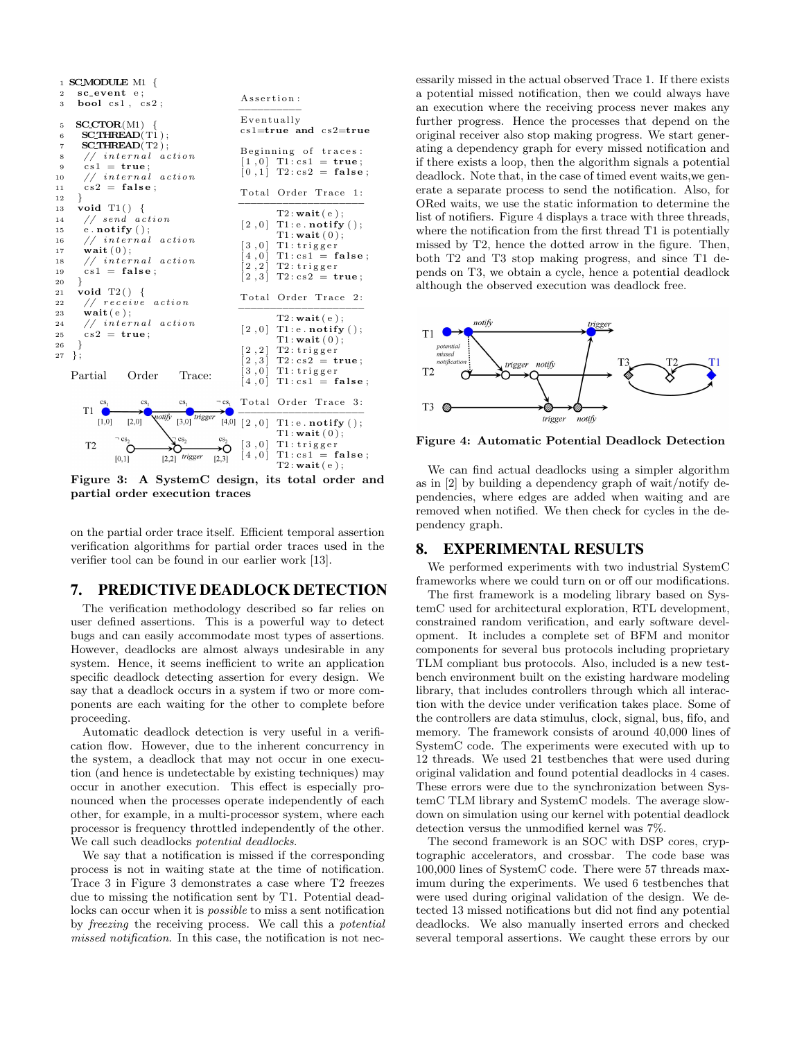```
1  SC_MODULE M1 {
2    sc_event e;
3    bool cs1, cs2;
4
5    SC_CTOR(M1) {
6      SC_THREAD(T1);
7      SC_THREAD(T2);
8      // internal action
9      cs1 = true;
10     // internal action
11     cs2 = false;
12   }
13   void T1() {
14     // send action
15     e.notify();
16     // internal action
17     wait(0);
18     // internal action
19     cs1 = false;
20   }
21   void T2() {
22     // receive action
23     wait(e);
24     // internal action
25     cs2 = true;
26   }
27 };
```

```
Assertion:
----------
Eventually
cs1=true and cs2=true

Beginning of traces:
[1,0] T1:cs1 = true;
[0,1] T2:cs2 = false;

Total Order Trace 1:
--------------------
      T2:wait(e);
[2,0] T1:e.notify();
      T1:wait(0);
[3,0] T1:trigger
[4,0] T1:cs1 = false;
[2,2] T2:trigger
[2,3] T2:cs2 = true;

Total Order Trace 2:
--------------------
      T2:wait(e);
[2,0] T1:e.notify();
      T1:wait(0);
[2,2] T2:trigger
[2,3] T2:cs2 = true;
[3,0] T1:trigger
[4,0] T1:cs1 = false;

Total Order Trace 3:
--------------------
[2,0] T1:e.notify();
      T1:wait(0);
[3,0] T1:trigger
[4,0] T1:cs1 = false;
      T2:wait(e);
```

Partial Order Trace:

T1
T2
$cs_1$
$cs_1$
$cs_1$
$\neg cs_1$
[1,0]
[2,0]
notify
[3,0]
trigger
[4,0]
$\neg cs_2$
$\neg cs_2$
$cs_2$
[0,1]
[2,2]
trigger
[2,3]

**Figure 3: A SystemC design, its total order and partial order execution traces**

on the partial order trace itself. Efficient temporal assertion verification algorithms for partial order traces used in the verifier tool can be found in our earlier work [13].

## 7. PREDICTIVE DEADLOCK DETECTION

The verification methodology described so far relies on user defined assertions. This is a powerful way to detect bugs and can easily accommodate most types of assertions. However, deadlocks are almost always undesirable in any system. Hence, it seems inefficient to write an application specific deadlock detecting assertion for every design. We say that a deadlock occurs in a system if two or more components are each waiting for the other to complete before proceeding.

Automatic deadlock detection is very useful in a verification flow. However, due to the inherent concurrency in the system, a deadlock that may not occur in one execution (and hence is undetectable by existing techniques) may occur in another execution. This effect is especially pronounced when the processes operate independently of each other, for example, in a multi-processor system, where each processor is frequency throttled independently of the other. We call such deadlocks *potential deadlocks*.

We say that a notification is missed if the corresponding process is not in waiting state at the time of notification. Trace 3 in Figure 3 demonstrates a case where T2 freezes due to missing the notification sent by T1. Potential deadlocks can occur when it is *possible* to miss a sent notification by *freezing* the receiving process. We call this a *potential missed notification*. In this case, the notification is not necessarily missed in the actual observed Trace 1. If there exists a potential missed notification, then we could always have an execution where the receiving process never makes any further progress. Hence the processes that depend on the original receiver also stop making progress. We start generating a dependency graph for every missed notification and if there exists a loop, then the algorithm signals a potential deadlock. Note that, in the case of timed event waits,we generate a separate process to send the notification. Also, for ORed waits, we use the static information to determine the list of notifiers. Figure 4 displays a trace with three threads, where the notification from the first thread T1 is potentially missed by T2, hence the dotted arrow in the figure. Then, both T2 and T3 stop making progress, and since T1 depends on T3, we obtain a cycle, hence a potential deadlock although the observed execution was deadlock free.

T1
T2
T3
notify
trigger
potential missed notification
trigger
notify
trigger
notify
T3
T2
T1

**Figure 4: Automatic Potential Deadlock Detection**

We can find actual deadlocks using a simpler algorithm as in [2] by building a dependency graph of wait/notify dependencies, where edges are added when waiting and are removed when notified. We then check for cycles in the dependency graph.

## 8. EXPERIMENTAL RESULTS

We performed experiments with two industrial SystemC frameworks where we could turn on or off our modifications.

The first framework is a modeling library based on SystemC used for architectural exploration, RTL development, constrained random verification, and early software development. It includes a complete set of BFM and monitor components for several bus protocols including proprietary TLM compliant bus protocols. Also, included is a new testbench environment built on the existing hardware modeling library, that includes controllers through which all interaction with the device under verification takes place. Some of the controllers are data stimulus, clock, signal, bus, fifo, and memory. The framework consists of around 40,000 lines of SystemC code. The experiments were executed with up to 12 threads. We used 21 testbenches that were used during original validation and found potential deadlocks in 4 cases. These errors were due to the synchronization between SystemC TLM library and SystemC models. The average slowdown on simulation using our kernel with potential deadlock detection versus the unmodified kernel was 7%.

The second framework is an SOC with DSP cores, cryptographic accelerators, and crossbar. The code base was 100,000 lines of SystemC code. There were 57 threads maximum during the experiments. We used 6 testbenches that were used during original validation of the design. We detected 13 missed notifications but did not find any potential deadlocks. We also manually inserted errors and checked several temporal assertions. We caught these errors by our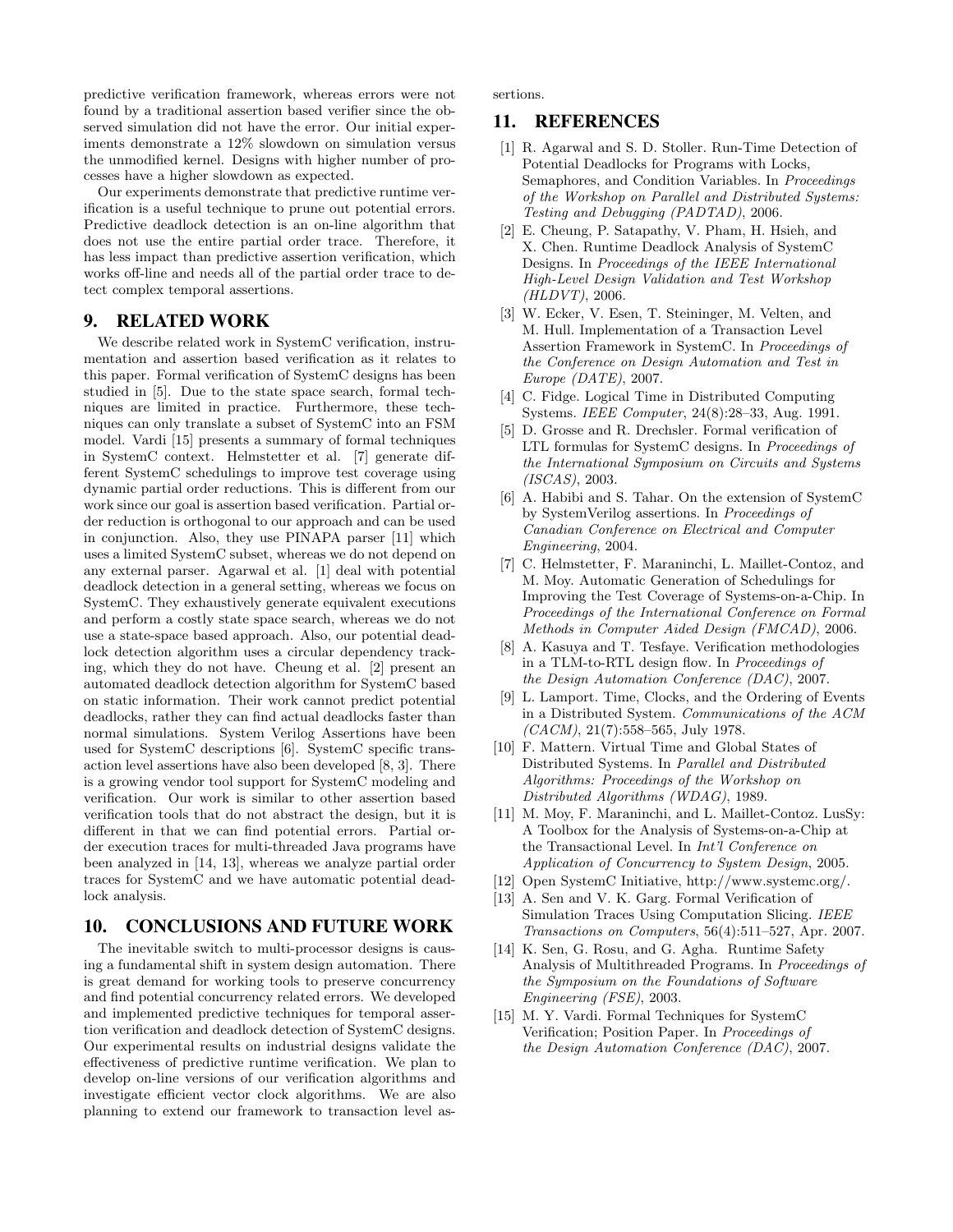predictive verification framework, whereas errors were not found by a traditional assertion based verifier since the observed simulation did not have the error. Our initial experiments demonstrate a 12% slowdown on simulation versus the unmodified kernel. Designs with higher number of processes have a higher slowdown as expected.

Our experiments demonstrate that predictive runtime verification is a useful technique to prune out potential errors. Predictive deadlock detection is an on-line algorithm that does not use the entire partial order trace. Therefore, it has less impact than predictive assertion verification, which works off-line and needs all of the partial order trace to detect complex temporal assertions.

## 9. RELATED WORK

We describe related work in SystemC verification, instrumentation and assertion based verification as it relates to this paper. Formal verification of SystemC designs has been studied in [5]. Due to the state space search, formal techniques are limited in practice. Furthermore, these techniques can only translate a subset of SystemC into an FSM model. Vardi [15] presents a summary of formal techniques in SystemC context. Helmstetter et al. [7] generate different SystemC schedulings to improve test coverage using dynamic partial order reductions. This is different from our work since our goal is assertion based verification. Partial order reduction is orthogonal to our approach and can be used in conjunction. Also, they use PINAPA parser [11] which uses a limited SystemC subset, whereas we do not depend on any external parser. Agarwal et al. [1] deal with potential deadlock detection in a general setting, whereas we focus on SystemC. They exhaustively generate equivalent executions and perform a costly state space search, whereas we do not use a state-space based approach. Also, our potential deadlock detection algorithm uses a circular dependency tracking, which they do not have. Cheung et al. [2] present an automated deadlock detection algorithm for SystemC based on static information. Their work cannot predict potential deadlocks, rather they can find actual deadlocks faster than normal simulations. System Verilog Assertions have been used for SystemC descriptions [6]. SystemC specific transaction level assertions have also been developed [8, 3]. There is a growing vendor tool support for SystemC modeling and verification. Our work is similar to other assertion based verification tools that do not abstract the design, but it is different in that we can find potential errors. Partial order execution traces for multi-threaded Java programs have been analyzed in [14, 13], whereas we analyze partial order traces for SystemC and we have automatic potential deadlock analysis.

## 10. CONCLUSIONS AND FUTURE WORK

The inevitable switch to multi-processor designs is causing a fundamental shift in system design automation. There is great demand for working tools to preserve concurrency and find potential concurrency related errors. We developed and implemented predictive techniques for temporal assertion verification and deadlock detection of SystemC designs. Our experimental results on industrial designs validate the effectiveness of predictive runtime verification. We plan to develop on-line versions of our verification algorithms and investigate efficient vector clock algorithms. We are also planning to extend our framework to transaction level assertions.

## 11. REFERENCES

[1] R. Agarwal and S. D. Stoller. Run-Time Detection of Potential Deadlocks for Programs with Locks, Semaphores, and Condition Variables. In *Proceedings of the Workshop on Parallel and Distributed Systems: Testing and Debugging (PADTAD)*, 2006.

[2] E. Cheung, P. Satapathy, V. Pham, H. Hsieh, and X. Chen. Runtime Deadlock Analysis of SystemC Designs. In *Proceedings of the IEEE International High-Level Design Validation and Test Workshop (HLDVT)*, 2006.

[3] W. Ecker, V. Esen, T. Steininger, M. Velten, and M. Hull. Implementation of a Transaction Level Assertion Framework in SystemC. In *Proceedings of the Conference on Design Automation and Test in Europe (DATE)*, 2007.

[4] C. Fidge. Logical Time in Distributed Computing Systems. *IEEE Computer*, 24(8):28–33, Aug. 1991.

[5] D. Grosse and R. Drechsler. Formal verification of LTL formulas for SystemC designs. In *Proceedings of the International Symposium on Circuits and Systems (ISCAS)*, 2003.

[6] A. Habibi and S. Tahar. On the extension of SystemC by SystemVerilog assertions. In *Proceedings of Canadian Conference on Electrical and Computer Engineering*, 2004.

[7] C. Helmstetter, F. Maraninchi, L. Maillet-Contoz, and M. Moy. Automatic Generation of Schedulings for Improving the Test Coverage of Systems-on-a-Chip. In *Proceedings of the International Conference on Formal Methods in Computer Aided Design (FMCAD)*, 2006.

[8] A. Kasuya and T. Tesfaye. Verification methodologies in a TLM-to-RTL design flow. In *Proceedings of the Design Automation Conference (DAC)*, 2007.

[9] L. Lamport. Time, Clocks, and the Ordering of Events in a Distributed System. *Communications of the ACM (CACM)*, 21(7):558–565, July 1978.

[10] F. Mattern. Virtual Time and Global States of Distributed Systems. In *Parallel and Distributed Algorithms: Proceedings of the Workshop on Distributed Algorithms (WDAG)*, 1989.

[11] M. Moy, F. Maraninchi, and L. Maillet-Contoz. LusSy: A Toolbox for the Analysis of Systems-on-a-Chip at the Transactional Level. In *Int'l Conference on Application of Concurrency to System Design*, 2005.

[12] Open SystemC Initiative, http://www.systemc.org/.

[13] A. Sen and V. K. Garg. Formal Verification of Simulation Traces Using Computation Slicing. *IEEE Transactions on Computers*, 56(4):511–527, Apr. 2007.

[14] K. Sen, G. Rosu, and G. Agha. Runtime Safety Analysis of Multithreaded Programs. In *Proceedings of the Symposium on the Foundations of Software Engineering (FSE)*, 2003.

[15] M. Y. Vardi. Formal Techniques for SystemC Verification; Position Paper. In *Proceedings of the Design Automation Conference (DAC)*, 2007.